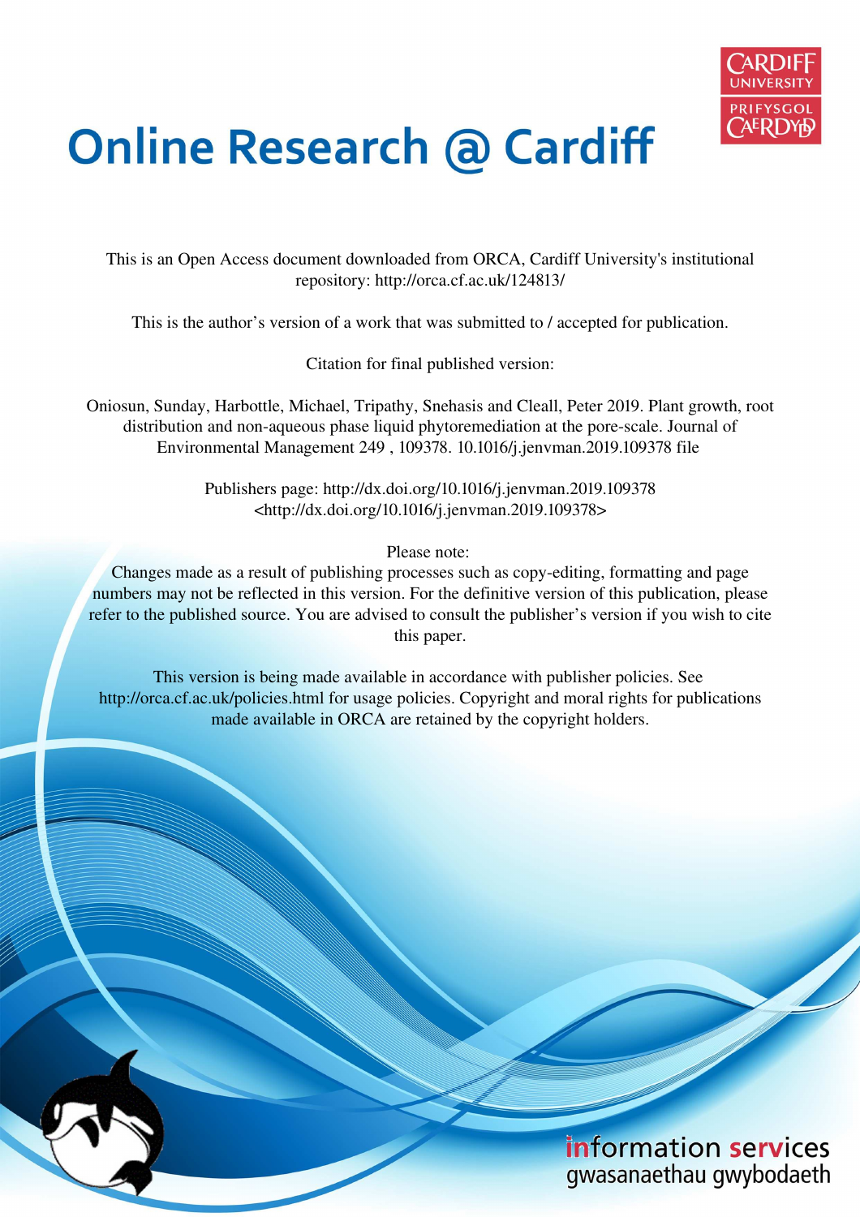# Online Research @ Cardiff

This is an Open Access document downloaded from ORCA, Cardiff University's institutional repository: http://orca.cf.ac.uk/124813/

This is the author's version of a work that was submitted to / accepted for publication.

Citation for final published version:

Oniosun, Sunday, Harbottle, Michael, Tripathy, Snehasis and Cleall, Peter 2019. Plant growth, root distribution and non-aqueous phase liquid phytoremediation at the pore-scale. Journal of Environmental Management 249 , 109378. 10.1016/j.jenvman.2019.109378 file

Publishers page: http://dx.doi.org/10.1016/j.jenvman.2019.109378 <http://dx.doi.org/10.1016/j.jenvman.2019.109378>

Please note:
Changes made as a result of publishing processes such as copy-editing, formatting and page numbers may not be reflected in this version. For the definitive version of this publication, please refer to the published source. You are advised to consult the publisher's version if you wish to cite this paper.

This version is being made available in accordance with publisher policies. See http://orca.cf.ac.uk/policies.html for usage policies. Copyright and moral rights for publications made available in ORCA are retained by the copyright holders.

information services
gwasanaethau gwybodaeth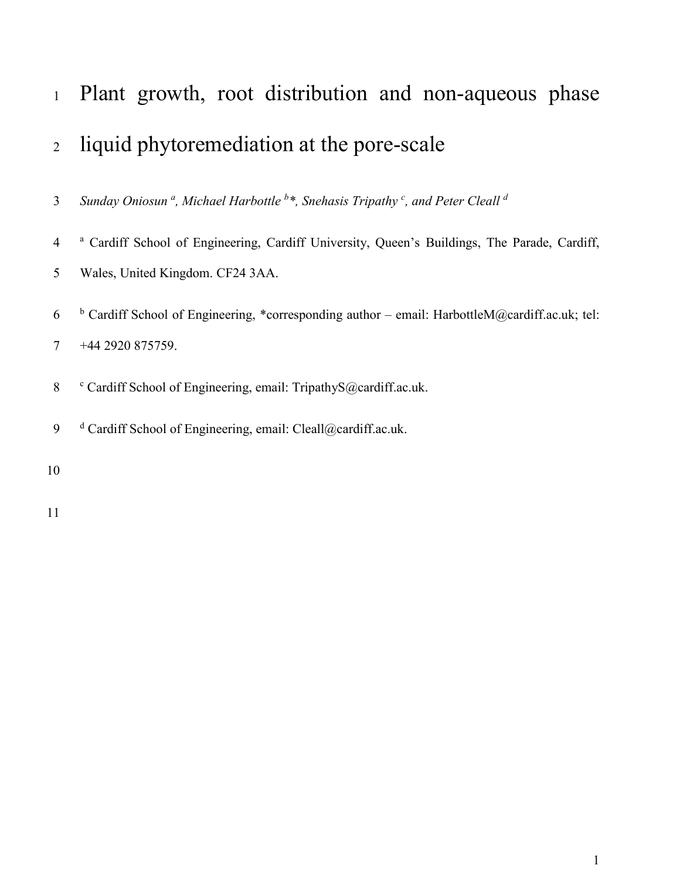# Plant growth, root distribution and non-aqueous phase liquid phytoremediation at the pore-scale

*Sunday Oniosun* [a], *Michael Harbottle* [b]*, *Snehasis Tripathy* [c], *and Peter Cleall* [d]

[a] Cardiff School of Engineering, Cardiff University, Queen's Buildings, The Parade, Cardiff, Wales, United Kingdom. CF24 3AA.

[b] Cardiff School of Engineering, *corresponding author – email: HarbottleM@cardiff.ac.uk; tel: +44 2920 875759.

[c] Cardiff School of Engineering, email: TripathyS@cardiff.ac.uk.

[d] Cardiff School of Engineering, email: Cleall@cardiff.ac.uk.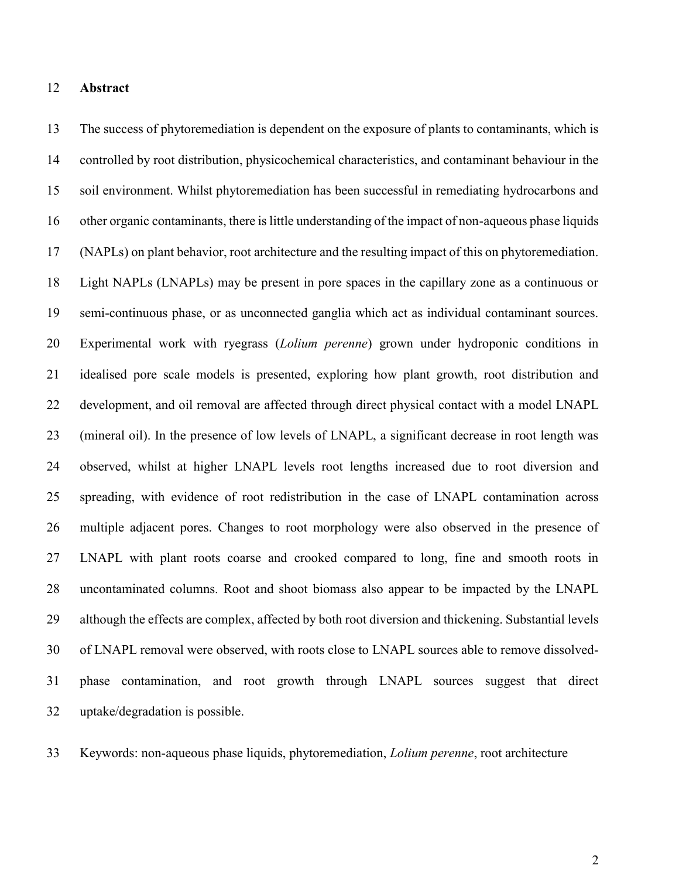## Abstract

The success of phytoremediation is dependent on the exposure of plants to contaminants, which is controlled by root distribution, physicochemical characteristics, and contaminant behaviour in the soil environment. Whilst phytoremediation has been successful in remediating hydrocarbons and other organic contaminants, there is little understanding of the impact of non-aqueous phase liquids (NAPLs) on plant behavior, root architecture and the resulting impact of this on phytoremediation. Light NAPLs (LNAPLs) may be present in pore spaces in the capillary zone as a continuous or semi-continuous phase, or as unconnected ganglia which act as individual contaminant sources. Experimental work with ryegrass (*Lolium perenne*) grown under hydroponic conditions in idealised pore scale models is presented, exploring how plant growth, root distribution and development, and oil removal are affected through direct physical contact with a model LNAPL (mineral oil). In the presence of low levels of LNAPL, a significant decrease in root length was observed, whilst at higher LNAPL levels root lengths increased due to root diversion and spreading, with evidence of root redistribution in the case of LNAPL contamination across multiple adjacent pores. Changes to root morphology were also observed in the presence of LNAPL with plant roots coarse and crooked compared to long, fine and smooth roots in uncontaminated columns. Root and shoot biomass also appear to be impacted by the LNAPL although the effects are complex, affected by both root diversion and thickening. Substantial levels of LNAPL removal were observed, with roots close to LNAPL sources able to remove dissolved-phase contamination, and root growth through LNAPL sources suggest that direct uptake/degradation is possible.

Keywords: non-aqueous phase liquids, phytoremediation, *Lolium perenne*, root architecture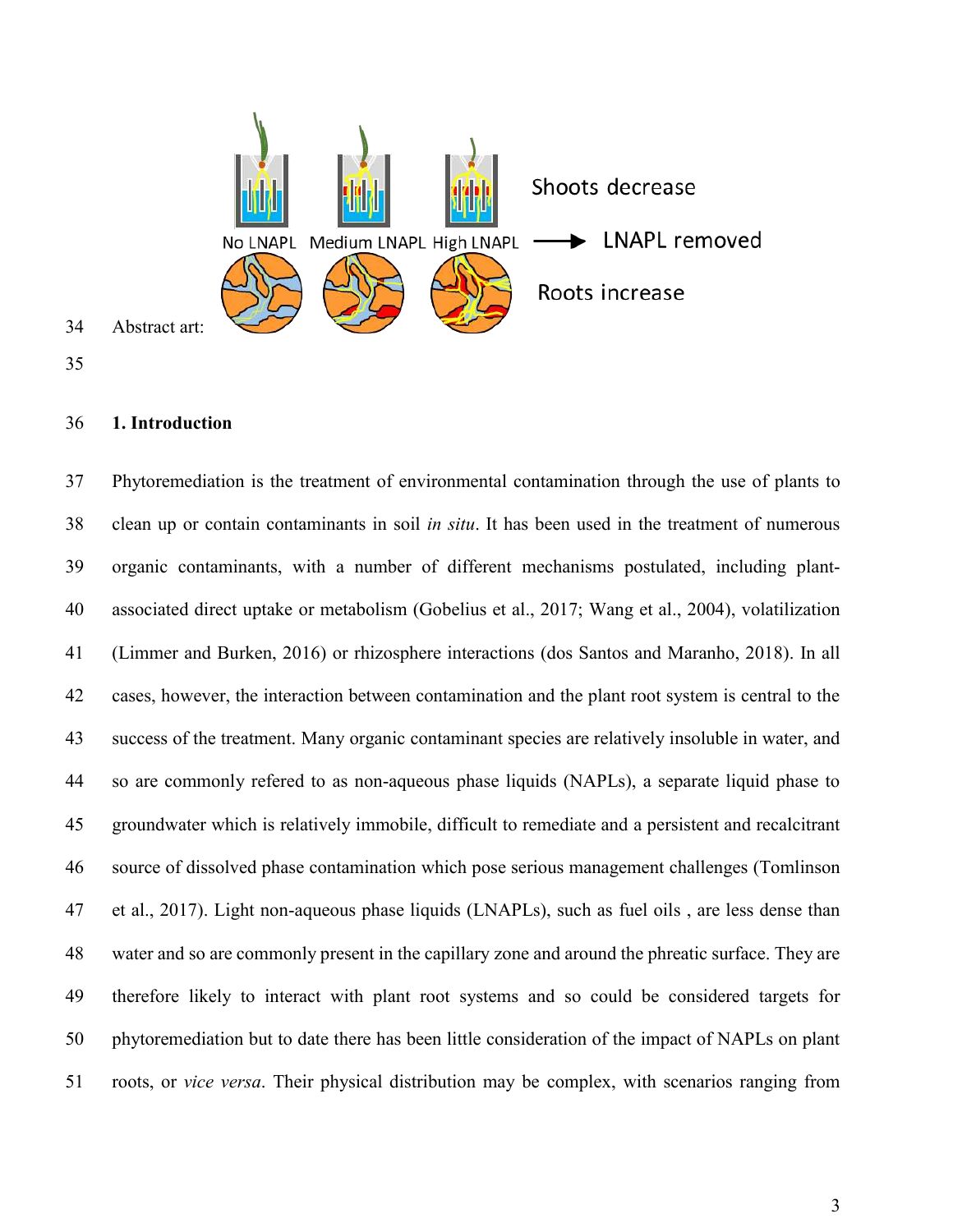Abstract art:

## 1. Introduction

Phytoremediation is the treatment of environmental contamination through the use of plants to clean up or contain contaminants in soil *in situ*. It has been used in the treatment of numerous organic contaminants, with a number of different mechanisms postulated, including plant-associated direct uptake or metabolism (Gobelius et al., 2017; Wang et al., 2004), volatilization (Limmer and Burken, 2016) or rhizosphere interactions (dos Santos and Maranho, 2018). In all cases, however, the interaction between contamination and the plant root system is central to the success of the treatment. Many organic contaminant species are relatively insoluble in water, and so are commonly refered to as non-aqueous phase liquids (NAPLs), a separate liquid phase to groundwater which is relatively immobile, difficult to remediate and a persistent and recalcitrant source of dissolved phase contamination which pose serious management challenges (Tomlinson et al., 2017). Light non-aqueous phase liquids (LNAPLs), such as fuel oils , are less dense than water and so are commonly present in the capillary zone and around the phreatic surface. They are therefore likely to interact with plant root systems and so could be considered targets for phytoremediation but to date there has been little consideration of the impact of NAPLs on plant roots, or *vice versa*. Their physical distribution may be complex, with scenarios ranging from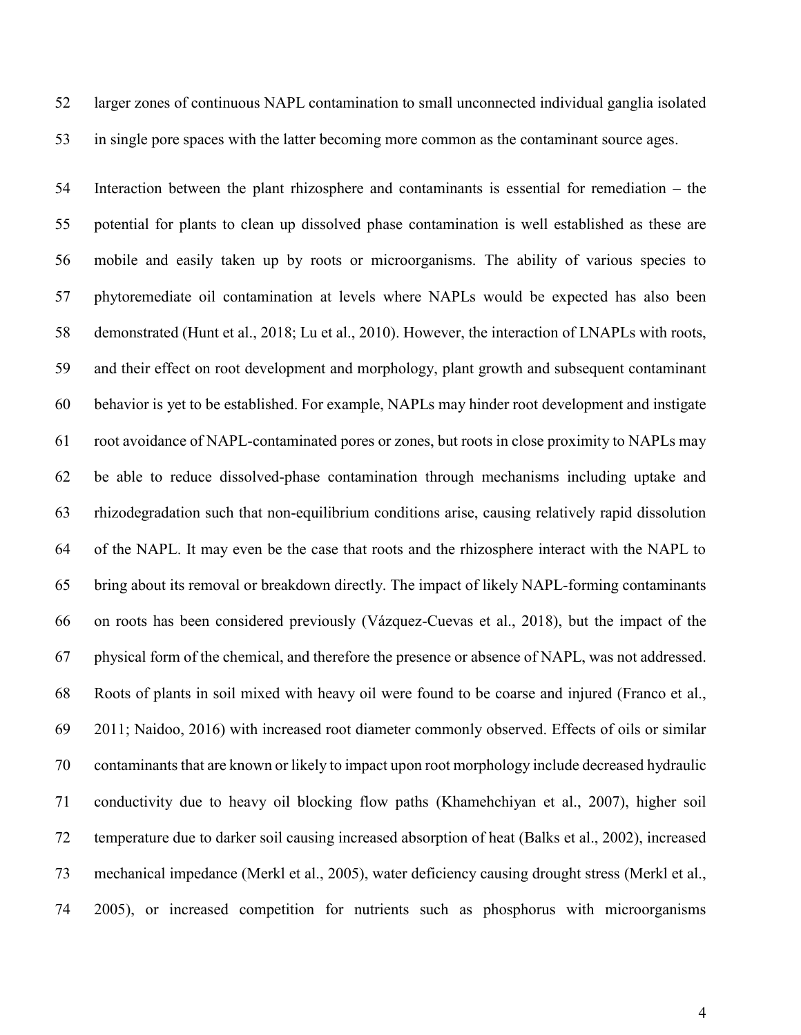larger zones of continuous NAPL contamination to small unconnected individual ganglia isolated in single pore spaces with the latter becoming more common as the contaminant source ages.

Interaction between the plant rhizosphere and contaminants is essential for remediation – the potential for plants to clean up dissolved phase contamination is well established as these are mobile and easily taken up by roots or microorganisms. The ability of various species to phytoremediate oil contamination at levels where NAPLs would be expected has also been demonstrated (Hunt et al., 2018; Lu et al., 2010). However, the interaction of LNAPLs with roots, and their effect on root development and morphology, plant growth and subsequent contaminant behavior is yet to be established. For example, NAPLs may hinder root development and instigate root avoidance of NAPL-contaminated pores or zones, but roots in close proximity to NAPLs may be able to reduce dissolved-phase contamination through mechanisms including uptake and rhizodegradation such that non-equilibrium conditions arise, causing relatively rapid dissolution of the NAPL. It may even be the case that roots and the rhizosphere interact with the NAPL to bring about its removal or breakdown directly. The impact of likely NAPL-forming contaminants on roots has been considered previously (Vázquez-Cuevas et al., 2018), but the impact of the physical form of the chemical, and therefore the presence or absence of NAPL, was not addressed. Roots of plants in soil mixed with heavy oil were found to be coarse and injured (Franco et al., 2011; Naidoo, 2016) with increased root diameter commonly observed. Effects of oils or similar contaminants that are known or likely to impact upon root morphology include decreased hydraulic conductivity due to heavy oil blocking flow paths (Khamehchiyan et al., 2007), higher soil temperature due to darker soil causing increased absorption of heat (Balks et al., 2002), increased mechanical impedance (Merkl et al., 2005), water deficiency causing drought stress (Merkl et al., 2005), or increased competition for nutrients such as phosphorus with microorganisms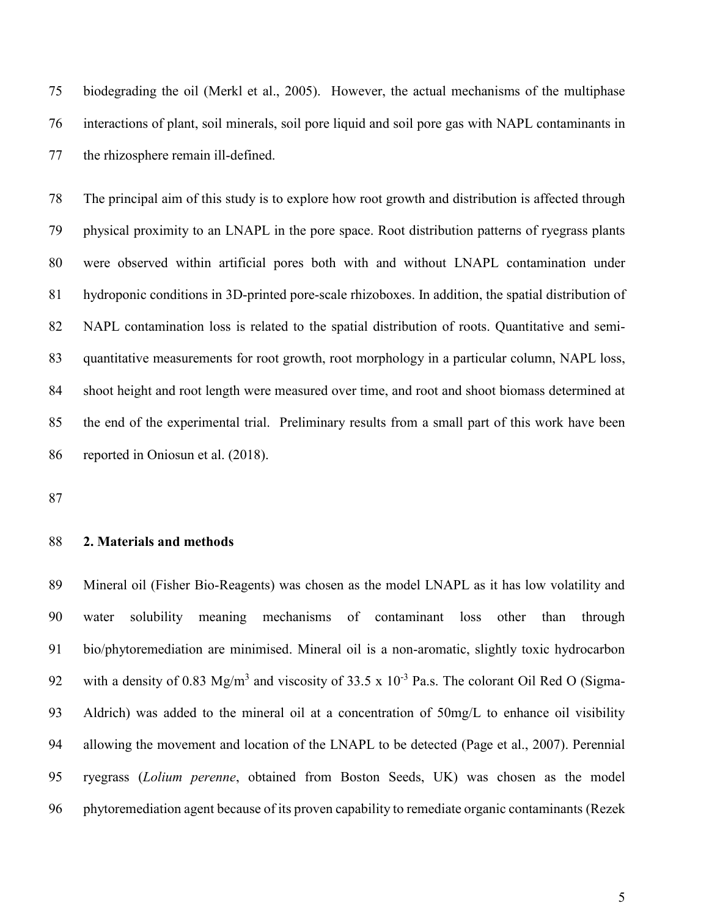biodegrading the oil (Merkl et al., 2005). However, the actual mechanisms of the multiphase interactions of plant, soil minerals, soil pore liquid and soil pore gas with NAPL contaminants in the rhizosphere remain ill-defined.

The principal aim of this study is to explore how root growth and distribution is affected through physical proximity to an LNAPL in the pore space. Root distribution patterns of ryegrass plants were observed within artificial pores both with and without LNAPL contamination under hydroponic conditions in 3D-printed pore-scale rhizoboxes. In addition, the spatial distribution of NAPL contamination loss is related to the spatial distribution of roots. Quantitative and semi-quantitative measurements for root growth, root morphology in a particular column, NAPL loss, shoot height and root length were measured over time, and root and shoot biomass determined at the end of the experimental trial. Preliminary results from a small part of this work have been reported in Oniosun et al. (2018).

## 2. Materials and methods

Mineral oil (Fisher Bio-Reagents) was chosen as the model LNAPL as it has low volatility and water solubility meaning mechanisms of contaminant loss other than through bio/phytoremediation are minimised. Mineral oil is a non-aromatic, slightly toxic hydrocarbon with a density of 0.83 $Mg/m^3$ and viscosity of $33.5 \times 10^{-3}$ Pa.s. The colorant Oil Red O (Sigma-Aldrich) was added to the mineral oil at a concentration of 50mg/L to enhance oil visibility allowing the movement and location of the LNAPL to be detected (Page et al., 2007). Perennial ryegrass (*Lolium perenne*, obtained from Boston Seeds, UK) was chosen as the model phytoremediation agent because of its proven capability to remediate organic contaminants (Rezek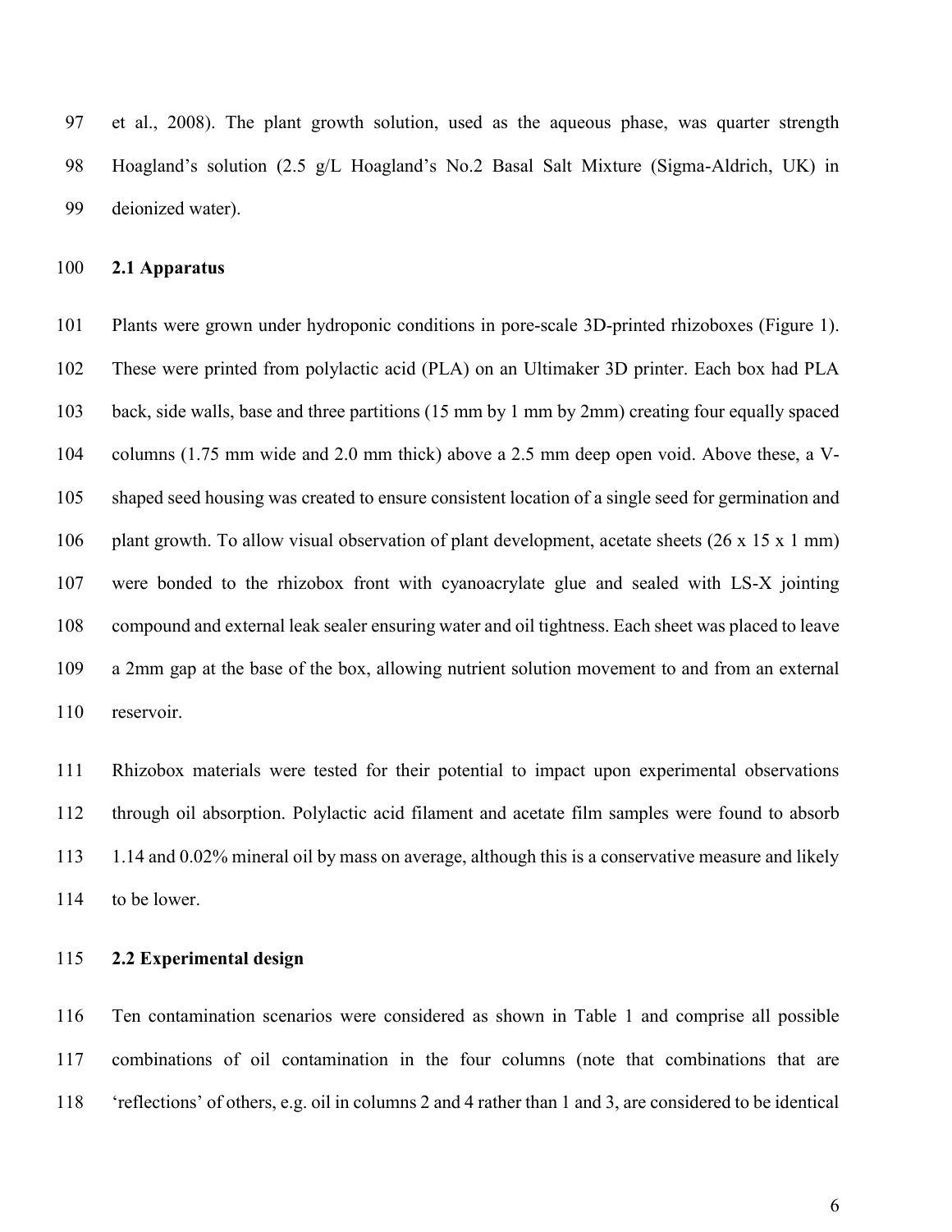et al., 2008). The plant growth solution, used as the aqueous phase, was quarter strength Hoagland's solution (2.5 g/L Hoagland's No.2 Basal Salt Mixture (Sigma-Aldrich, UK) in deionized water).

## 2.1 Apparatus

Plants were grown under hydroponic conditions in pore-scale 3D-printed rhizoboxes (Figure 1). These were printed from polylactic acid (PLA) on an Ultimaker 3D printer. Each box had PLA back, side walls, base and three partitions (15 mm by 1 mm by 2mm) creating four equally spaced columns (1.75 mm wide and 2.0 mm thick) above a 2.5 mm deep open void. Above these, a V-shaped seed housing was created to ensure consistent location of a single seed for germination and plant growth. To allow visual observation of plant development, acetate sheets (26 x 15 x 1 mm) were bonded to the rhizobox front with cyanoacrylate glue and sealed with LS-X jointing compound and external leak sealer ensuring water and oil tightness. Each sheet was placed to leave a 2mm gap at the base of the box, allowing nutrient solution movement to and from an external reservoir.

Rhizobox materials were tested for their potential to impact upon experimental observations through oil absorption. Polylactic acid filament and acetate film samples were found to absorb 1.14 and 0.02% mineral oil by mass on average, although this is a conservative measure and likely to be lower.

## 2.2 Experimental design

Ten contamination scenarios were considered as shown in Table 1 and comprise all possible combinations of oil contamination in the four columns (note that combinations that are 'reflections' of others, e.g. oil in columns 2 and 4 rather than 1 and 3, are considered to be identical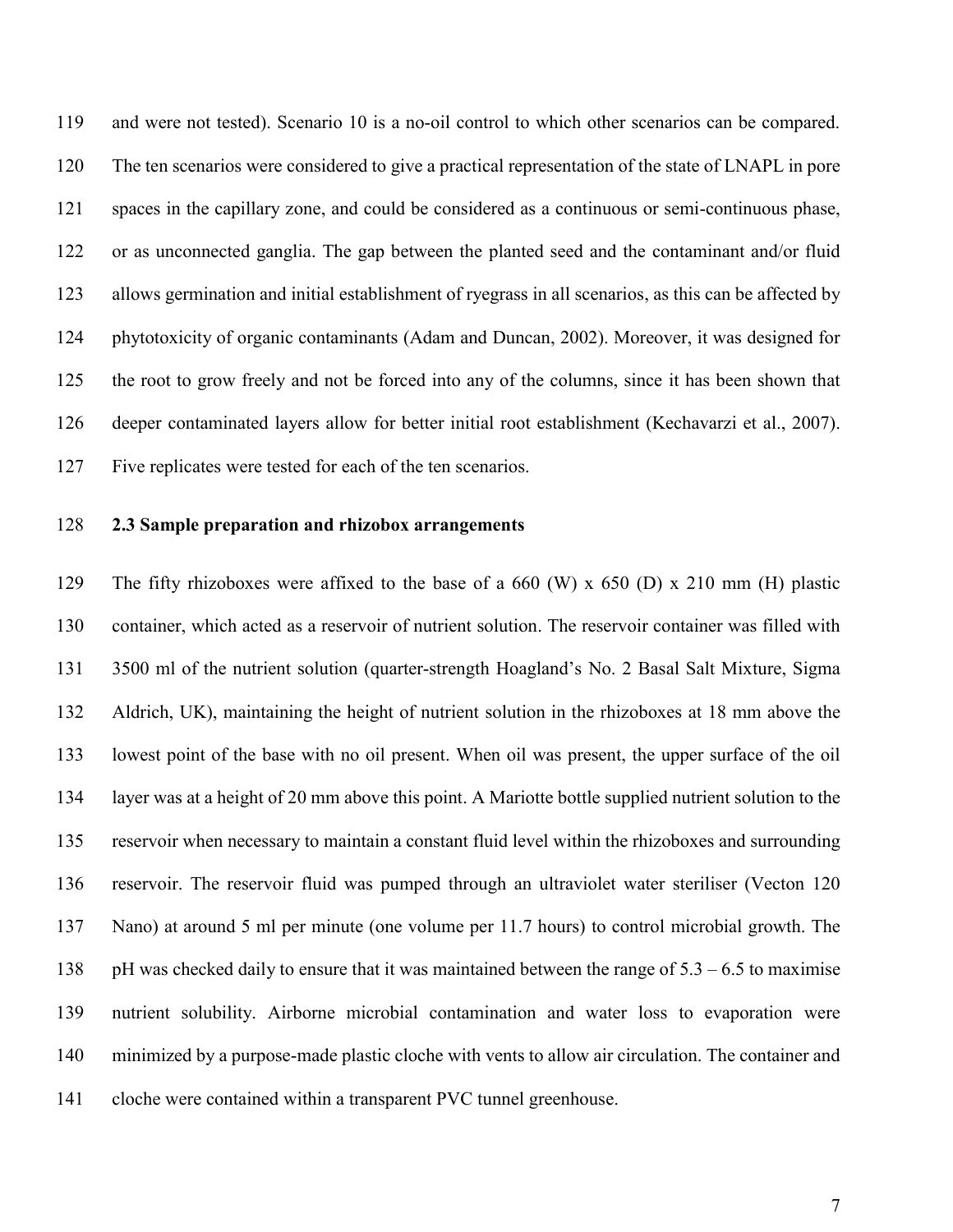and were not tested). Scenario 10 is a no-oil control to which other scenarios can be compared. The ten scenarios were considered to give a practical representation of the state of LNAPL in pore spaces in the capillary zone, and could be considered as a continuous or semi-continuous phase, or as unconnected ganglia. The gap between the planted seed and the contaminant and/or fluid allows germination and initial establishment of ryegrass in all scenarios, as this can be affected by phytotoxicity of organic contaminants (Adam and Duncan, 2002). Moreover, it was designed for the root to grow freely and not be forced into any of the columns, since it has been shown that deeper contaminated layers allow for better initial root establishment (Kechavarzi et al., 2007). Five replicates were tested for each of the ten scenarios.

### 2.3 Sample preparation and rhizobox arrangements

The fifty rhizoboxes were affixed to the base of a 660 (W) x 650 (D) x 210 mm (H) plastic container, which acted as a reservoir of nutrient solution. The reservoir container was filled with 3500 ml of the nutrient solution (quarter-strength Hoagland's No. 2 Basal Salt Mixture, Sigma Aldrich, UK), maintaining the height of nutrient solution in the rhizoboxes at 18 mm above the lowest point of the base with no oil present. When oil was present, the upper surface of the oil layer was at a height of 20 mm above this point. A Mariotte bottle supplied nutrient solution to the reservoir when necessary to maintain a constant fluid level within the rhizoboxes and surrounding reservoir. The reservoir fluid was pumped through an ultraviolet water steriliser (Vecton 120 Nano) at around 5 ml per minute (one volume per 11.7 hours) to control microbial growth. The pH was checked daily to ensure that it was maintained between the range of 5.3 – 6.5 to maximise nutrient solubility. Airborne microbial contamination and water loss to evaporation were minimized by a purpose-made plastic cloche with vents to allow air circulation. The container and cloche were contained within a transparent PVC tunnel greenhouse.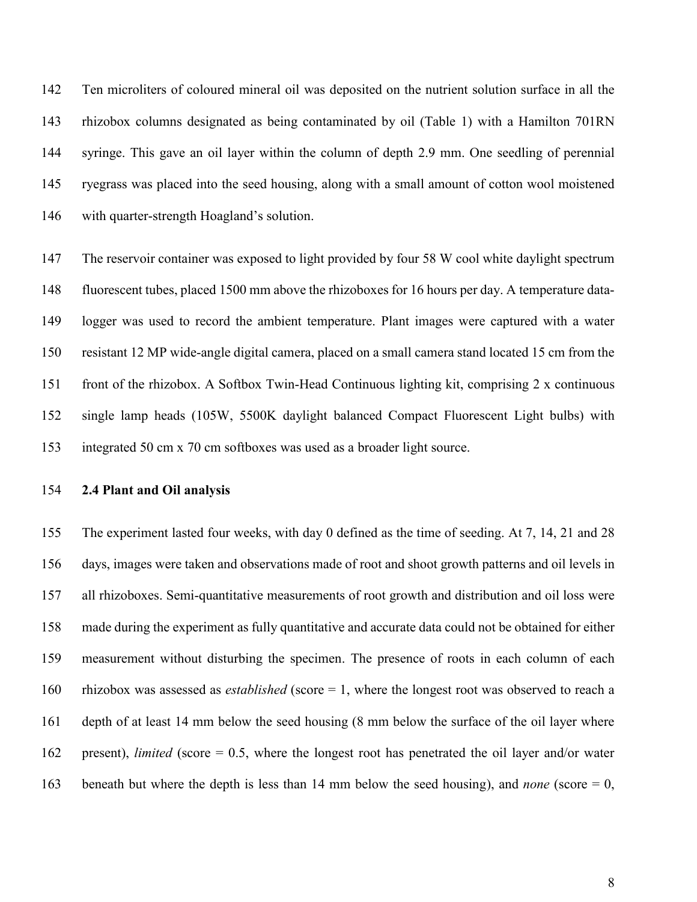Ten microliters of coloured mineral oil was deposited on the nutrient solution surface in all the rhizobox columns designated as being contaminated by oil (Table 1) with a Hamilton 701RN syringe. This gave an oil layer within the column of depth 2.9 mm. One seedling of perennial ryegrass was placed into the seed housing, along with a small amount of cotton wool moistened with quarter-strength Hoagland's solution.

The reservoir container was exposed to light provided by four 58 W cool white daylight spectrum fluorescent tubes, placed 1500 mm above the rhizoboxes for 16 hours per day. A temperature data-logger was used to record the ambient temperature. Plant images were captured with a water resistant 12 MP wide-angle digital camera, placed on a small camera stand located 15 cm from the front of the rhizobox. A Softbox Twin-Head Continuous lighting kit, comprising 2 x continuous single lamp heads (105W, 5500K daylight balanced Compact Fluorescent Light bulbs) with integrated 50 cm x 70 cm softboxes was used as a broader light source.

### 2.4 Plant and Oil analysis

The experiment lasted four weeks, with day 0 defined as the time of seeding. At 7, 14, 21 and 28 days, images were taken and observations made of root and shoot growth patterns and oil levels in all rhizoboxes. Semi-quantitative measurements of root growth and distribution and oil loss were made during the experiment as fully quantitative and accurate data could not be obtained for either measurement without disturbing the specimen. The presence of roots in each column of each rhizobox was assessed as *established* (score = 1, where the longest root was observed to reach a depth of at least 14 mm below the seed housing (8 mm below the surface of the oil layer where present), *limited* (score = 0.5, where the longest root has penetrated the oil layer and/or water beneath but where the depth is less than 14 mm below the seed housing), and *none* (score = 0,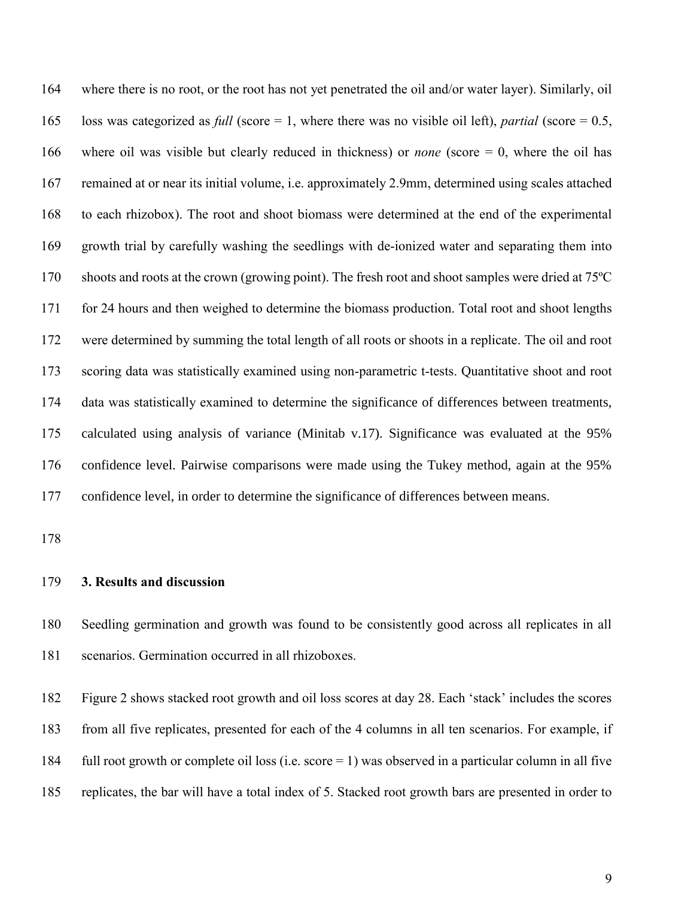where there is no root, or the root has not yet penetrated the oil and/or water layer). Similarly, oil loss was categorized as *full* (score = 1, where there was no visible oil left), *partial* (score = 0.5, where oil was visible but clearly reduced in thickness) or *none* (score = 0, where the oil has remained at or near its initial volume, i.e. approximately 2.9mm, determined using scales attached to each rhizobox). The root and shoot biomass were determined at the end of the experimental growth trial by carefully washing the seedlings with de-ionized water and separating them into shoots and roots at the crown (growing point). The fresh root and shoot samples were dried at 75ºC for 24 hours and then weighed to determine the biomass production. Total root and shoot lengths were determined by summing the total length of all roots or shoots in a replicate. The oil and root scoring data was statistically examined using non-parametric t-tests. Quantitative shoot and root data was statistically examined to determine the significance of differences between treatments, calculated using analysis of variance (Minitab v.17). Significance was evaluated at the 95% confidence level. Pairwise comparisons were made using the Tukey method, again at the 95% confidence level, in order to determine the significance of differences between means.

## 3. Results and discussion

Seedling germination and growth was found to be consistently good across all replicates in all scenarios. Germination occurred in all rhizoboxes.

Figure 2 shows stacked root growth and oil loss scores at day 28. Each 'stack' includes the scores from all five replicates, presented for each of the 4 columns in all ten scenarios. For example, if full root growth or complete oil loss (i.e. score = 1) was observed in a particular column in all five replicates, the bar will have a total index of 5. Stacked root growth bars are presented in order to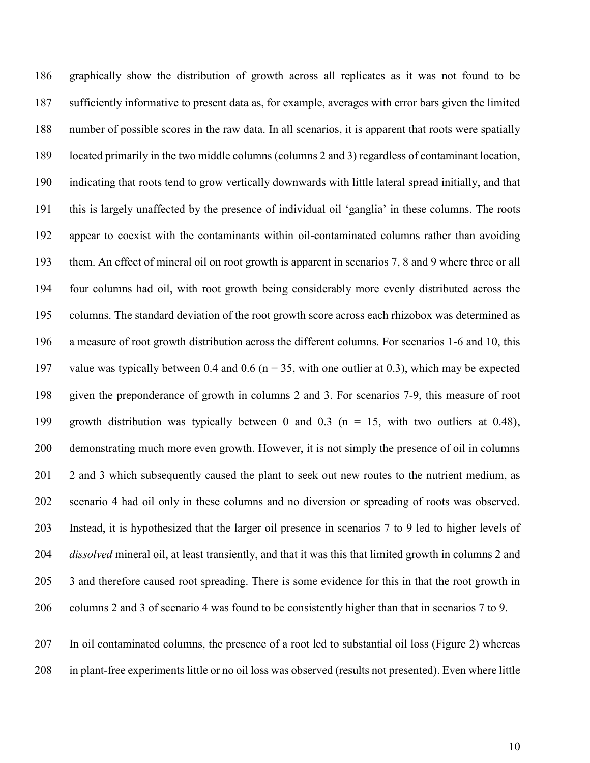graphically show the distribution of growth across all replicates as it was not found to be sufficiently informative to present data as, for example, averages with error bars given the limited number of possible scores in the raw data. In all scenarios, it is apparent that roots were spatially located primarily in the two middle columns (columns 2 and 3) regardless of contaminant location, indicating that roots tend to grow vertically downwards with little lateral spread initially, and that this is largely unaffected by the presence of individual oil 'ganglia' in these columns. The roots appear to coexist with the contaminants within oil-contaminated columns rather than avoiding them. An effect of mineral oil on root growth is apparent in scenarios 7, 8 and 9 where three or all four columns had oil, with root growth being considerably more evenly distributed across the columns. The standard deviation of the root growth score across each rhizobox was determined as a measure of root growth distribution across the different columns. For scenarios 1-6 and 10, this value was typically between 0.4 and 0.6 ($n = 35$, with one outlier at 0.3), which may be expected given the preponderance of growth in columns 2 and 3. For scenarios 7-9, this measure of root growth distribution was typically between 0 and 0.3 ($n = 15$, with two outliers at 0.48), demonstrating much more even growth. However, it is not simply the presence of oil in columns 2 and 3 which subsequently caused the plant to seek out new routes to the nutrient medium, as scenario 4 had oil only in these columns and no diversion or spreading of roots was observed. Instead, it is hypothesized that the larger oil presence in scenarios 7 to 9 led to higher levels of *dissolved* mineral oil, at least transiently, and that it was this that limited growth in columns 2 and 3 and therefore caused root spreading. There is some evidence for this in that the root growth in columns 2 and 3 of scenario 4 was found to be consistently higher than that in scenarios 7 to 9.

In oil contaminated columns, the presence of a root led to substantial oil loss (Figure 2) whereas in plant-free experiments little or no oil loss was observed (results not presented). Even where little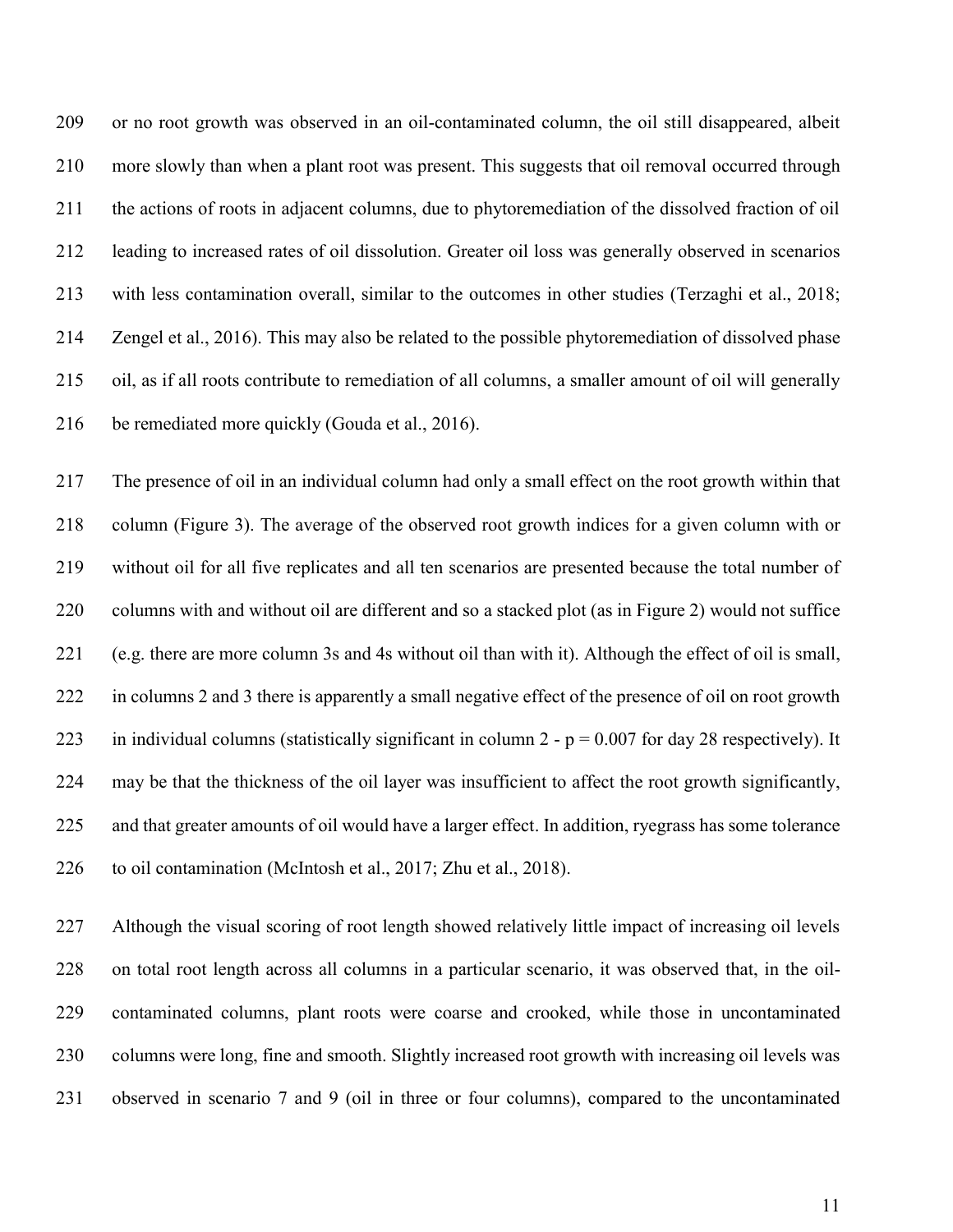or no root growth was observed in an oil-contaminated column, the oil still disappeared, albeit more slowly than when a plant root was present. This suggests that oil removal occurred through the actions of roots in adjacent columns, due to phytoremediation of the dissolved fraction of oil leading to increased rates of oil dissolution. Greater oil loss was generally observed in scenarios with less contamination overall, similar to the outcomes in other studies (Terzaghi et al., 2018; Zengel et al., 2016). This may also be related to the possible phytoremediation of dissolved phase oil, as if all roots contribute to remediation of all columns, a smaller amount of oil will generally be remediated more quickly (Gouda et al., 2016).

The presence of oil in an individual column had only a small effect on the root growth within that column (Figure 3). The average of the observed root growth indices for a given column with or without oil for all five replicates and all ten scenarios are presented because the total number of columns with and without oil are different and so a stacked plot (as in Figure 2) would not suffice (e.g. there are more column 3s and 4s without oil than with it). Although the effect of oil is small, in columns 2 and 3 there is apparently a small negative effect of the presence of oil on root growth in individual columns (statistically significant in column 2 - $p = 0.007$ for day 28 respectively). It may be that the thickness of the oil layer was insufficient to affect the root growth significantly, and that greater amounts of oil would have a larger effect. In addition, ryegrass has some tolerance to oil contamination (McIntosh et al., 2017; Zhu et al., 2018).

Although the visual scoring of root length showed relatively little impact of increasing oil levels on total root length across all columns in a particular scenario, it was observed that, in the oil-contaminated columns, plant roots were coarse and crooked, while those in uncontaminated columns were long, fine and smooth. Slightly increased root growth with increasing oil levels was observed in scenario 7 and 9 (oil in three or four columns), compared to the uncontaminated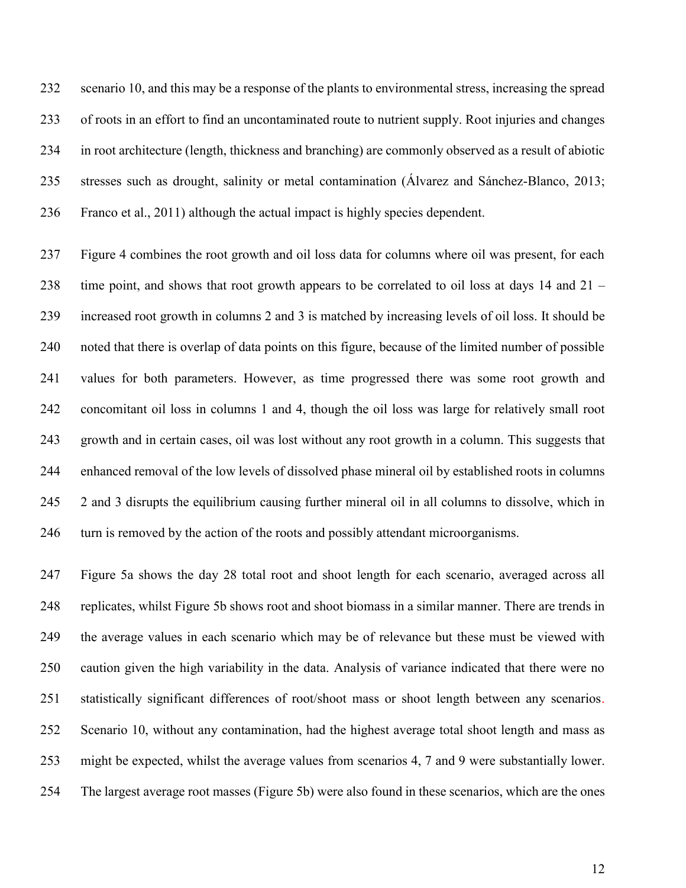scenario 10, and this may be a response of the plants to environmental stress, increasing the spread of roots in an effort to find an uncontaminated route to nutrient supply. Root injuries and changes in root architecture (length, thickness and branching) are commonly observed as a result of abiotic stresses such as drought, salinity or metal contamination (Álvarez and Sánchez-Blanco, 2013; Franco et al., 2011) although the actual impact is highly species dependent.

Figure 4 combines the root growth and oil loss data for columns where oil was present, for each time point, and shows that root growth appears to be correlated to oil loss at days 14 and 21 – increased root growth in columns 2 and 3 is matched by increasing levels of oil loss. It should be noted that there is overlap of data points on this figure, because of the limited number of possible values for both parameters. However, as time progressed there was some root growth and concomitant oil loss in columns 1 and 4, though the oil loss was large for relatively small root growth and in certain cases, oil was lost without any root growth in a column. This suggests that enhanced removal of the low levels of dissolved phase mineral oil by established roots in columns 2 and 3 disrupts the equilibrium causing further mineral oil in all columns to dissolve, which in turn is removed by the action of the roots and possibly attendant microorganisms.

Figure 5a shows the day 28 total root and shoot length for each scenario, averaged across all replicates, whilst Figure 5b shows root and shoot biomass in a similar manner. There are trends in the average values in each scenario which may be of relevance but these must be viewed with caution given the high variability in the data. Analysis of variance indicated that there were no statistically significant differences of root/shoot mass or shoot length between any scenarios. Scenario 10, without any contamination, had the highest average total shoot length and mass as might be expected, whilst the average values from scenarios 4, 7 and 9 were substantially lower. The largest average root masses (Figure 5b) were also found in these scenarios, which are the ones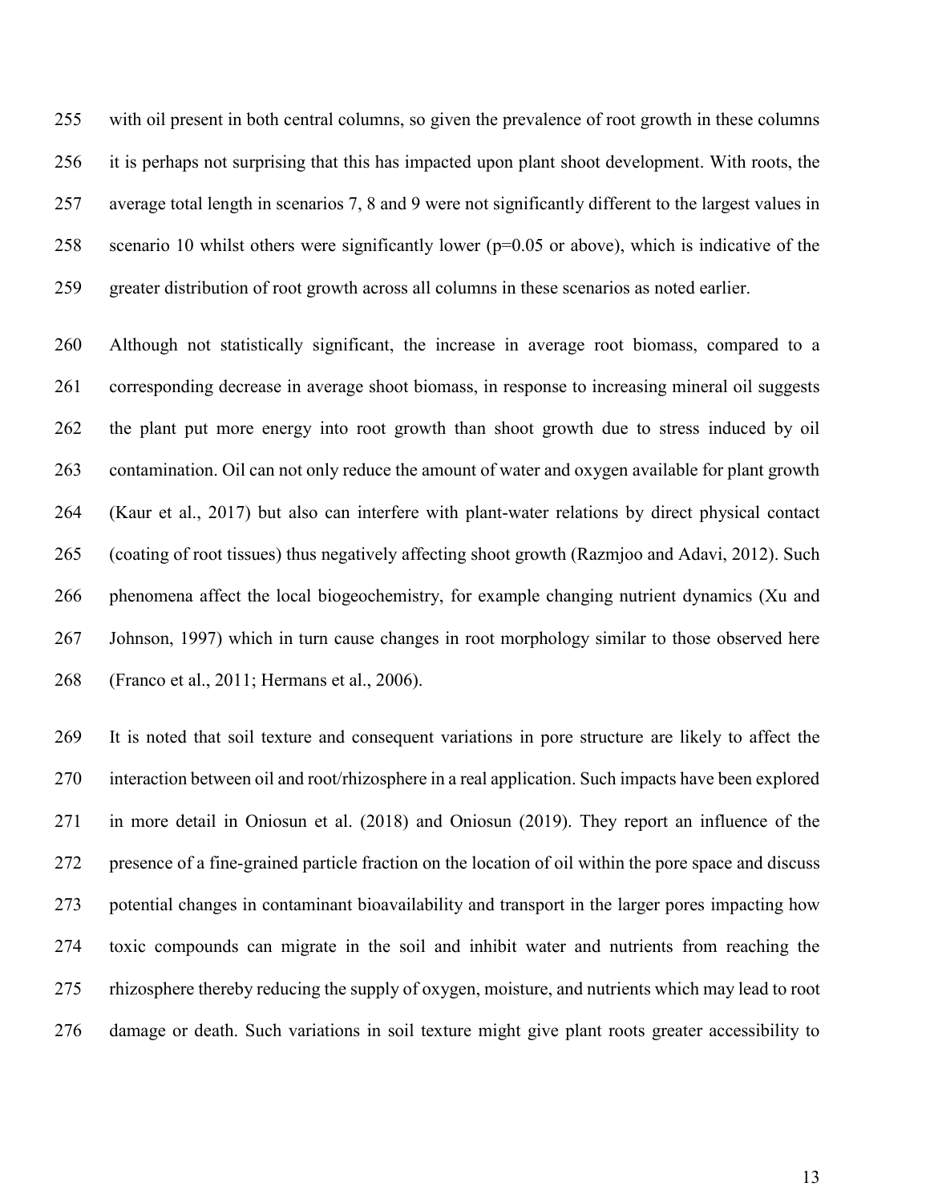with oil present in both central columns, so given the prevalence of root growth in these columns it is perhaps not surprising that this has impacted upon plant shoot development. With roots, the average total length in scenarios 7, 8 and 9 were not significantly different to the largest values in scenario 10 whilst others were significantly lower (p=0.05 or above), which is indicative of the greater distribution of root growth across all columns in these scenarios as noted earlier.

Although not statistically significant, the increase in average root biomass, compared to a corresponding decrease in average shoot biomass, in response to increasing mineral oil suggests the plant put more energy into root growth than shoot growth due to stress induced by oil contamination. Oil can not only reduce the amount of water and oxygen available for plant growth (Kaur et al., 2017) but also can interfere with plant-water relations by direct physical contact (coating of root tissues) thus negatively affecting shoot growth (Razmjoo and Adavi, 2012). Such phenomena affect the local biogeochemistry, for example changing nutrient dynamics (Xu and Johnson, 1997) which in turn cause changes in root morphology similar to those observed here (Franco et al., 2011; Hermans et al., 2006).

It is noted that soil texture and consequent variations in pore structure are likely to affect the interaction between oil and root/rhizosphere in a real application. Such impacts have been explored in more detail in Oniosun et al. (2018) and Oniosun (2019). They report an influence of the presence of a fine-grained particle fraction on the location of oil within the pore space and discuss potential changes in contaminant bioavailability and transport in the larger pores impacting how toxic compounds can migrate in the soil and inhibit water and nutrients from reaching the rhizosphere thereby reducing the supply of oxygen, moisture, and nutrients which may lead to root damage or death. Such variations in soil texture might give plant roots greater accessibility to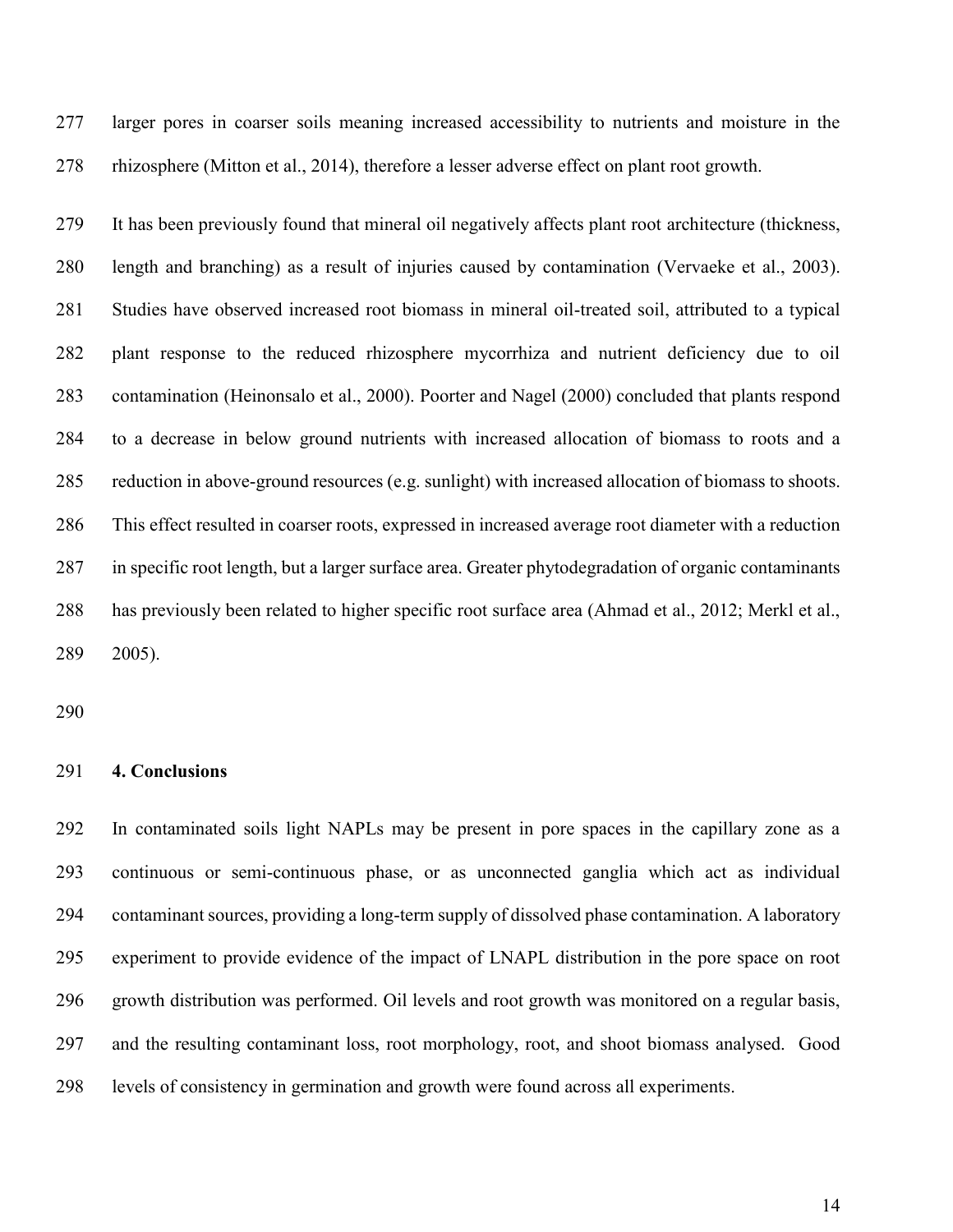larger pores in coarser soils meaning increased accessibility to nutrients and moisture in the rhizosphere (Mitton et al., 2014), therefore a lesser adverse effect on plant root growth.

It has been previously found that mineral oil negatively affects plant root architecture (thickness, length and branching) as a result of injuries caused by contamination (Vervaeke et al., 2003). Studies have observed increased root biomass in mineral oil-treated soil, attributed to a typical plant response to the reduced rhizosphere mycorrhiza and nutrient deficiency due to oil contamination (Heinonsalo et al., 2000). Poorter and Nagel (2000) concluded that plants respond to a decrease in below ground nutrients with increased allocation of biomass to roots and a reduction in above-ground resources (e.g. sunlight) with increased allocation of biomass to shoots. This effect resulted in coarser roots, expressed in increased average root diameter with a reduction in specific root length, but a larger surface area. Greater phytodegradation of organic contaminants has previously been related to higher specific root surface area (Ahmad et al., 2012; Merkl et al., 2005).

## 4. Conclusions

In contaminated soils light NAPLs may be present in pore spaces in the capillary zone as a continuous or semi-continuous phase, or as unconnected ganglia which act as individual contaminant sources, providing a long-term supply of dissolved phase contamination. A laboratory experiment to provide evidence of the impact of LNAPL distribution in the pore space on root growth distribution was performed. Oil levels and root growth was monitored on a regular basis, and the resulting contaminant loss, root morphology, root, and shoot biomass analysed. Good levels of consistency in germination and growth were found across all experiments.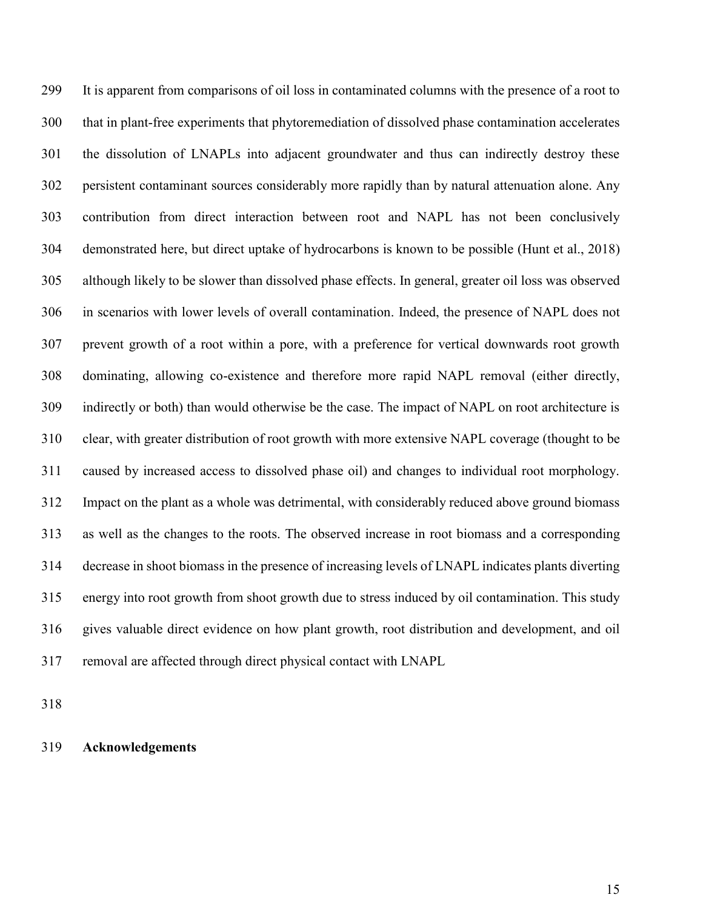It is apparent from comparisons of oil loss in contaminated columns with the presence of a root to that in plant-free experiments that phytoremediation of dissolved phase contamination accelerates the dissolution of LNAPLs into adjacent groundwater and thus can indirectly destroy these persistent contaminant sources considerably more rapidly than by natural attenuation alone. Any contribution from direct interaction between root and NAPL has not been conclusively demonstrated here, but direct uptake of hydrocarbons is known to be possible (Hunt et al., 2018) although likely to be slower than dissolved phase effects. In general, greater oil loss was observed in scenarios with lower levels of overall contamination. Indeed, the presence of NAPL does not prevent growth of a root within a pore, with a preference for vertical downwards root growth dominating, allowing co-existence and therefore more rapid NAPL removal (either directly, indirectly or both) than would otherwise be the case. The impact of NAPL on root architecture is clear, with greater distribution of root growth with more extensive NAPL coverage (thought to be caused by increased access to dissolved phase oil) and changes to individual root morphology. Impact on the plant as a whole was detrimental, with considerably reduced above ground biomass as well as the changes to the roots. The observed increase in root biomass and a corresponding decrease in shoot biomass in the presence of increasing levels of LNAPL indicates plants diverting energy into root growth from shoot growth due to stress induced by oil contamination. This study gives valuable direct evidence on how plant growth, root distribution and development, and oil removal are affected through direct physical contact with LNAPL

## Acknowledgements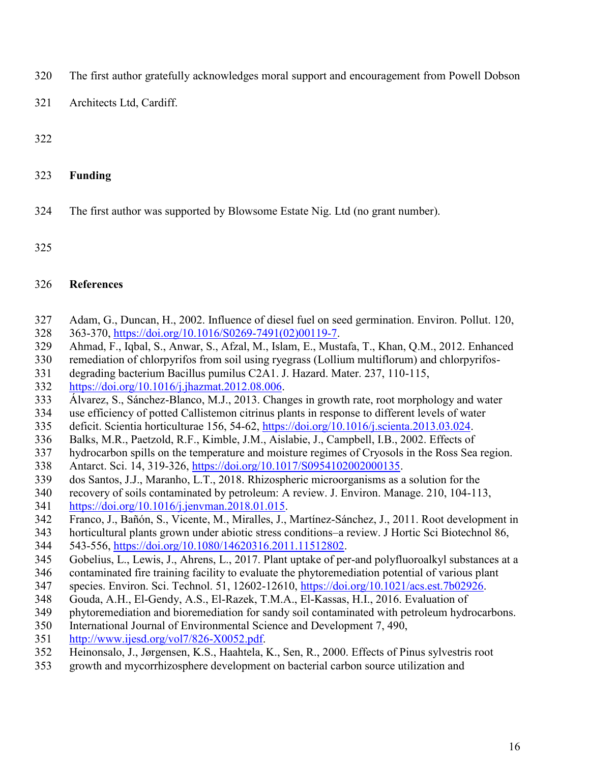The first author gratefully acknowledges moral support and encouragement from Powell Dobson Architects Ltd, Cardiff.

## Funding

The first author was supported by Blowsome Estate Nig. Ltd (no grant number).

## References

Adam, G., Duncan, H., 2002. Influence of diesel fuel on seed germination. Environ. Pollut. 120, 363-370, https://doi.org/10.1016/S0269-7491(02)00119-7.

Ahmad, F., Iqbal, S., Anwar, S., Afzal, M., Islam, E., Mustafa, T., Khan, Q.M., 2012. Enhanced remediation of chlorpyrifos from soil using ryegrass (Lollium multiflorum) and chlorpyrifos-degrading bacterium Bacillus pumilus C2A1. J. Hazard. Mater. 237, 110-115, https://doi.org/10.1016/j.jhazmat.2012.08.006.

Álvarez, S., Sánchez-Blanco, M.J., 2013. Changes in growth rate, root morphology and water use efficiency of potted Callistemon citrinus plants in response to different levels of water deficit. Scientia horticulturae 156, 54-62, https://doi.org/10.1016/j.scienta.2013.03.024.

Balks, M.R., Paetzold, R.F., Kimble, J.M., Aislabie, J., Campbell, I.B., 2002. Effects of hydrocarbon spills on the temperature and moisture regimes of Cryosols in the Ross Sea region. Antarct. Sci. 14, 319-326, https://doi.org/10.1017/S0954102002000135.

dos Santos, J.J., Maranho, L.T., 2018. Rhizospheric microorganisms as a solution for the recovery of soils contaminated by petroleum: A review. J. Environ. Manage. 210, 104-113, https://doi.org/10.1016/j.jenvman.2018.01.015.

Franco, J., Bañón, S., Vicente, M., Miralles, J., Martínez-Sánchez, J., 2011. Root development in horticultural plants grown under abiotic stress conditions–a review. J Hortic Sci Biotechnol 86, 543-556, https://doi.org/10.1080/14620316.2011.11512802.

Gobelius, L., Lewis, J., Ahrens, L., 2017. Plant uptake of per-and polyfluoroalkyl substances at a contaminated fire training facility to evaluate the phytoremediation potential of various plant species. Environ. Sci. Technol. 51, 12602-12610, https://doi.org/10.1021/acs.est.7b02926.

Gouda, A.H., El-Gendy, A.S., El-Razek, T.M.A., El-Kassas, H.I., 2016. Evaluation of phytoremediation and bioremediation for sandy soil contaminated with petroleum hydrocarbons. International Journal of Environmental Science and Development 7, 490, http://www.ijesd.org/vol7/826-X0052.pdf.

Heinonsalo, J., Jørgensen, K.S., Haahtela, K., Sen, R., 2000. Effects of Pinus sylvestris root growth and mycorrhizosphere development on bacterial carbon source utilization and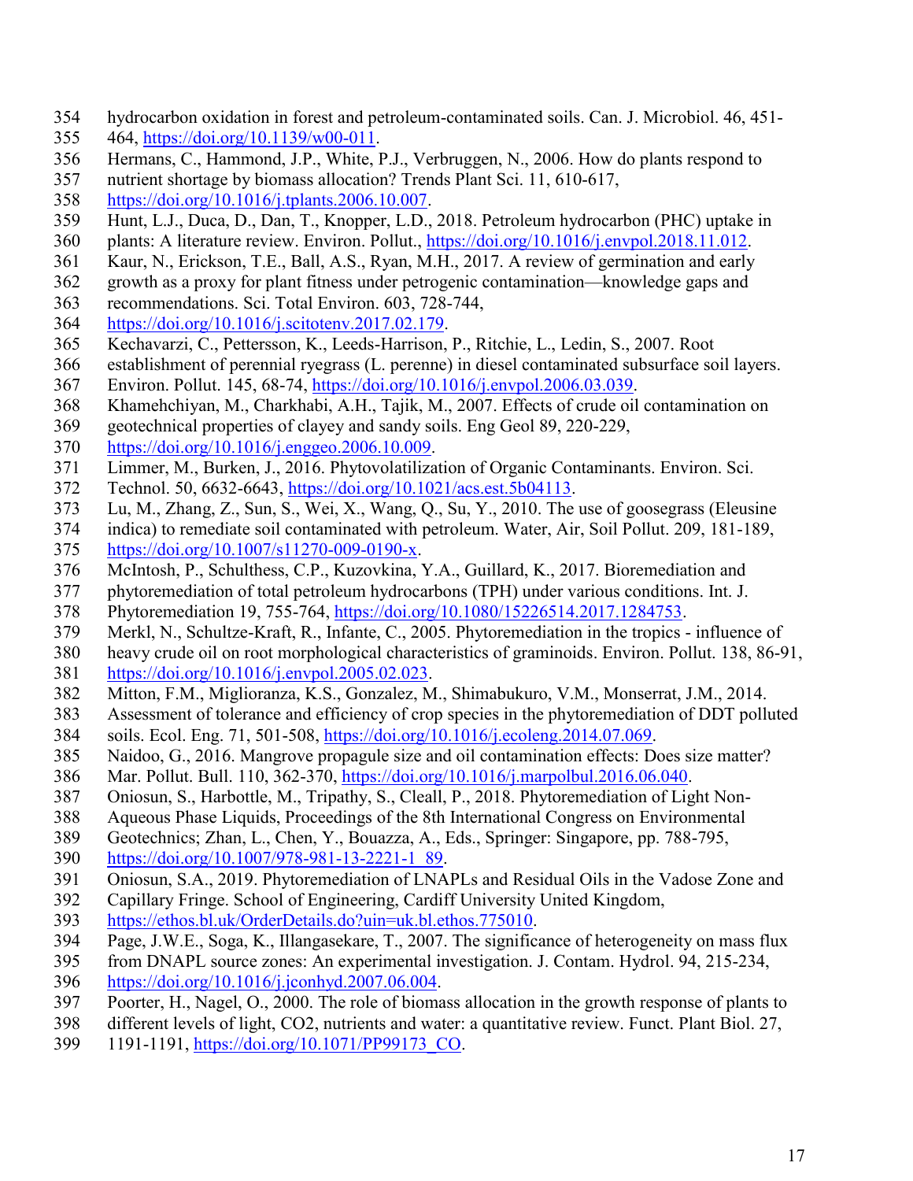hydrocarbon oxidation in forest and petroleum-contaminated soils. Can. J. Microbiol. 46, 451-464, https://doi.org/10.1139/w00-011.

Hermans, C., Hammond, J.P., White, P.J., Verbruggen, N., 2006. How do plants respond to nutrient shortage by biomass allocation? Trends Plant Sci. 11, 610-617, https://doi.org/10.1016/j.tplants.2006.10.007.

Hunt, L.J., Duca, D., Dan, T., Knopper, L.D., 2018. Petroleum hydrocarbon (PHC) uptake in plants: A literature review. Environ. Pollut., https://doi.org/10.1016/j.envpol.2018.11.012.

Kaur, N., Erickson, T.E., Ball, A.S., Ryan, M.H., 2017. A review of germination and early growth as a proxy for plant fitness under petrogenic contamination—knowledge gaps and recommendations. Sci. Total Environ. 603, 728-744, https://doi.org/10.1016/j.scitotenv.2017.02.179.

Kechavarzi, C., Pettersson, K., Leeds-Harrison, P., Ritchie, L., Ledin, S., 2007. Root establishment of perennial ryegrass (L. perenne) in diesel contaminated subsurface soil layers. Environ. Pollut. 145, 68-74, https://doi.org/10.1016/j.envpol.2006.03.039.

Khamehchiyan, M., Charkhabi, A.H., Tajik, M., 2007. Effects of crude oil contamination on geotechnical properties of clayey and sandy soils. Eng Geol 89, 220-229, https://doi.org/10.1016/j.enggeo.2006.10.009.

Limmer, M., Burken, J., 2016. Phytovolatilization of Organic Contaminants. Environ. Sci. Technol. 50, 6632-6643, https://doi.org/10.1021/acs.est.5b04113.

Lu, M., Zhang, Z., Sun, S., Wei, X., Wang, Q., Su, Y., 2010. The use of goosegrass (Eleusine indica) to remediate soil contaminated with petroleum. Water, Air, Soil Pollut. 209, 181-189, https://doi.org/10.1007/s11270-009-0190-x.

McIntosh, P., Schulthess, C.P., Kuzovkina, Y.A., Guillard, K., 2017. Bioremediation and phytoremediation of total petroleum hydrocarbons (TPH) under various conditions. Int. J. Phytoremediation 19, 755-764, https://doi.org/10.1080/15226514.2017.1284753.

Merkl, N., Schultze-Kraft, R., Infante, C., 2005. Phytoremediation in the tropics - influence of heavy crude oil on root morphological characteristics of graminoids. Environ. Pollut. 138, 86-91, https://doi.org/10.1016/j.envpol.2005.02.023.

Mitton, F.M., Miglioranza, K.S., Gonzalez, M., Shimabukuro, V.M., Monserrat, J.M., 2014. Assessment of tolerance and efficiency of crop species in the phytoremediation of DDT polluted soils. Ecol. Eng. 71, 501-508, https://doi.org/10.1016/j.ecoleng.2014.07.069.

Naidoo, G., 2016. Mangrove propagule size and oil contamination effects: Does size matter? Mar. Pollut. Bull. 110, 362-370, https://doi.org/10.1016/j.marpolbul.2016.06.040.

Oniosun, S., Harbottle, M., Tripathy, S., Cleall, P., 2018. Phytoremediation of Light Non-Aqueous Phase Liquids, Proceedings of the 8th International Congress on Environmental Geotechnics; Zhan, L., Chen, Y., Bouazza, A., Eds., Springer: Singapore, pp. 788-795, https://doi.org/10.1007/978-981-13-2221-1_89.

Oniosun, S.A., 2019. Phytoremediation of LNAPLs and Residual Oils in the Vadose Zone and Capillary Fringe. School of Engineering, Cardiff University United Kingdom, https://ethos.bl.uk/OrderDetails.do?uin=uk.bl.ethos.775010.

Page, J.W.E., Soga, K., Illangasekare, T., 2007. The significance of heterogeneity on mass flux from DNAPL source zones: An experimental investigation. J. Contam. Hydrol. 94, 215-234, https://doi.org/10.1016/j.jconhyd.2007.06.004.

Poorter, H., Nagel, O., 2000. The role of biomass allocation in the growth response of plants to different levels of light, CO2, nutrients and water: a quantitative review. Funct. Plant Biol. 27, 1191-1191, https://doi.org/10.1071/PP99173_CO.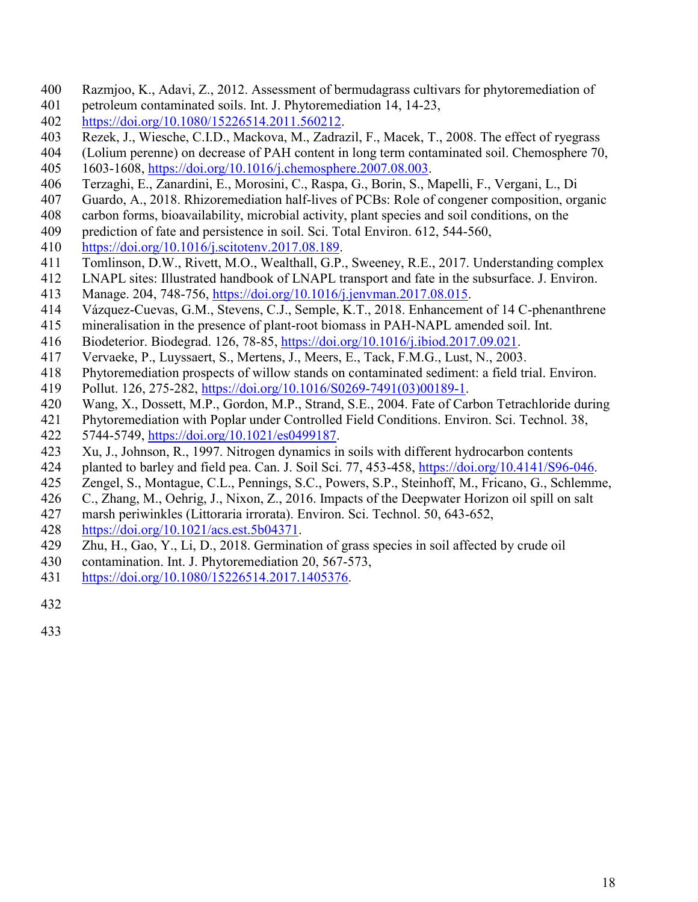Razmjoo, K., Adavi, Z., 2012. Assessment of bermudagrass cultivars for phytoremediation of petroleum contaminated soils. Int. J. Phytoremediation 14, 14-23, https://doi.org/10.1080/15226514.2011.560212.

Rezek, J., Wiesche, C.I.D., Mackova, M., Zadrazil, F., Macek, T., 2008. The effect of ryegrass (Lolium perenne) on decrease of PAH content in long term contaminated soil. Chemosphere 70, 1603-1608, https://doi.org/10.1016/j.chemosphere.2007.08.003.

Terzaghi, E., Zanardini, E., Morosini, C., Raspa, G., Borin, S., Mapelli, F., Vergani, L., Di Guardo, A., 2018. Rhizoremediation half-lives of PCBs: Role of congener composition, organic carbon forms, bioavailability, microbial activity, plant species and soil conditions, on the prediction of fate and persistence in soil. Sci. Total Environ. 612, 544-560, https://doi.org/10.1016/j.scitotenv.2017.08.189.

Tomlinson, D.W., Rivett, M.O., Wealthall, G.P., Sweeney, R.E., 2017. Understanding complex LNAPL sites: Illustrated handbook of LNAPL transport and fate in the subsurface. J. Environ. Manage. 204, 748-756, https://doi.org/10.1016/j.jenvman.2017.08.015.

Vázquez-Cuevas, G.M., Stevens, C.J., Semple, K.T., 2018. Enhancement of 14 C-phenanthrene mineralisation in the presence of plant-root biomass in PAH-NAPL amended soil. Int. Biodeterior. Biodegrad. 126, 78-85, https://doi.org/10.1016/j.ibiod.2017.09.021.

Vervaeke, P., Luyssaert, S., Mertens, J., Meers, E., Tack, F.M.G., Lust, N., 2003. Phytoremediation prospects of willow stands on contaminated sediment: a field trial. Environ. Pollut. 126, 275-282, https://doi.org/10.1016/S0269-7491(03)00189-1.

Wang, X., Dossett, M.P., Gordon, M.P., Strand, S.E., 2004. Fate of Carbon Tetrachloride during Phytoremediation with Poplar under Controlled Field Conditions. Environ. Sci. Technol. 38, 5744-5749, https://doi.org/10.1021/es0499187.

Xu, J., Johnson, R., 1997. Nitrogen dynamics in soils with different hydrocarbon contents planted to barley and field pea. Can. J. Soil Sci. 77, 453-458, https://doi.org/10.4141/S96-046.

Zengel, S., Montague, C.L., Pennings, S.C., Powers, S.P., Steinhoff, M., Fricano, G., Schlemme, C., Zhang, M., Oehrig, J., Nixon, Z., 2016. Impacts of the Deepwater Horizon oil spill on salt marsh periwinkles (Littoraria irrorata). Environ. Sci. Technol. 50, 643-652, https://doi.org/10.1021/acs.est.5b04371.

Zhu, H., Gao, Y., Li, D., 2018. Germination of grass species in soil affected by crude oil contamination. Int. J. Phytoremediation 20, 567-573, https://doi.org/10.1080/15226514.2017.1405376.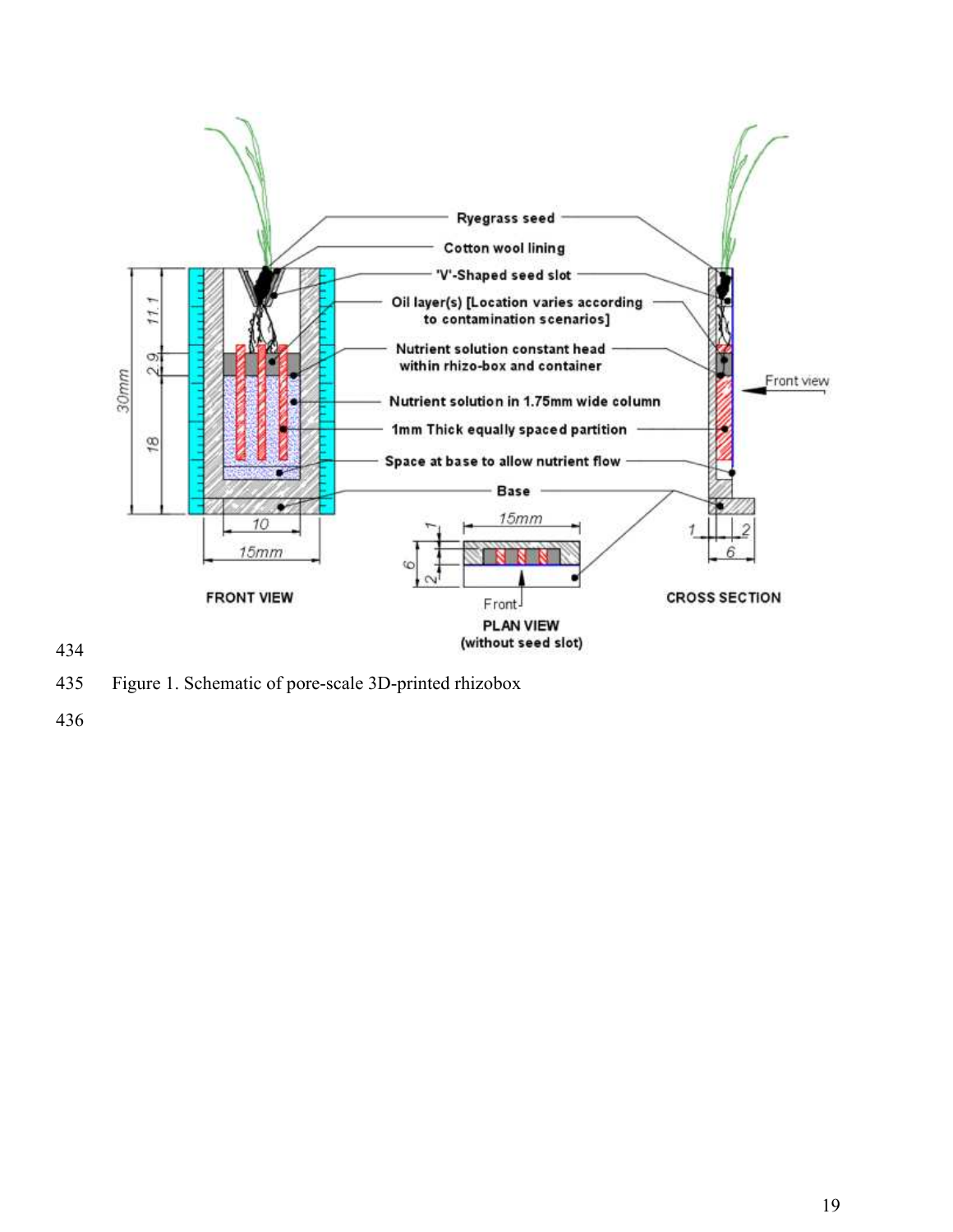Figure 1. Schematic of pore-scale 3D-printed rhizobox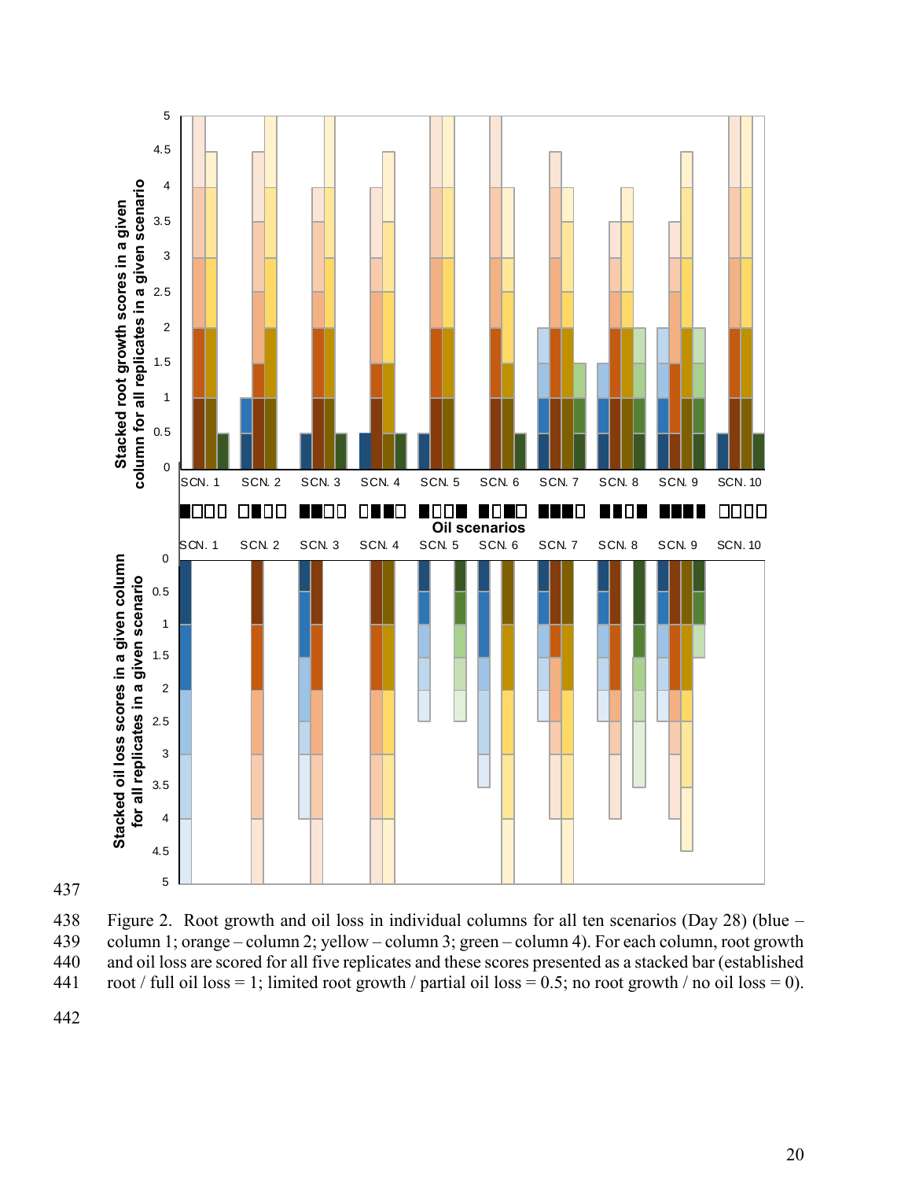Figure 2. Root growth and oil loss in individual columns for all ten scenarios (Day 28) (blue – column 1; orange – column 2; yellow – column 3; green – column 4). For each column, root growth and oil loss are scored for all five replicates and these scores presented as a stacked bar (established root / full oil loss = 1; limited root growth / partial oil loss = 0.5; no root growth / no oil loss = 0).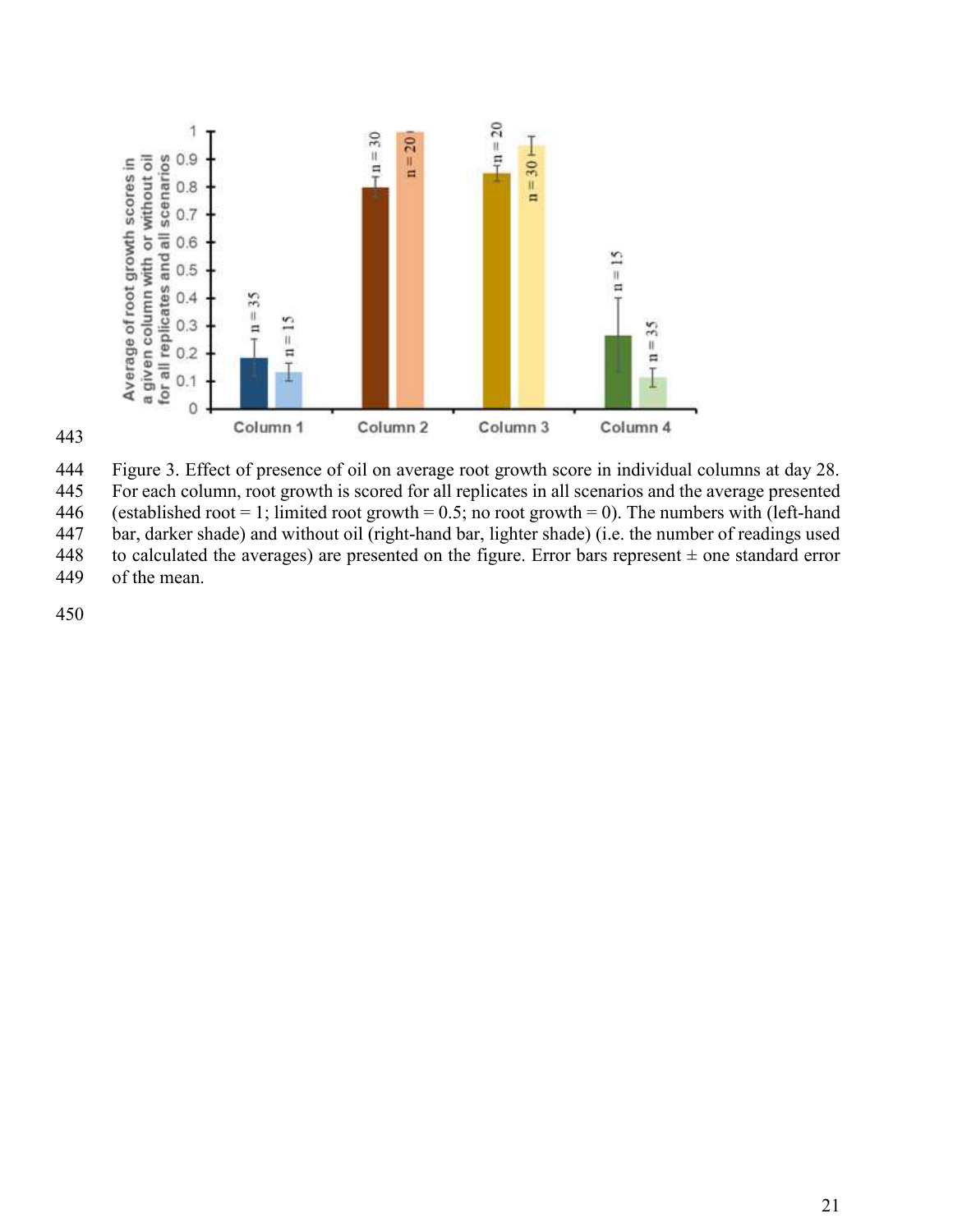Figure 3. Effect of presence of oil on average root growth score in individual columns at day 28. For each column, root growth is scored for all replicates in all scenarios and the average presented (established root = 1; limited root growth = 0.5; no root growth = 0). The numbers with (left-hand bar, darker shade) and without oil (right-hand bar, lighter shade) (i.e. the number of readings used to calculated the averages) are presented on the figure. Error bars represent ± one standard error of the mean.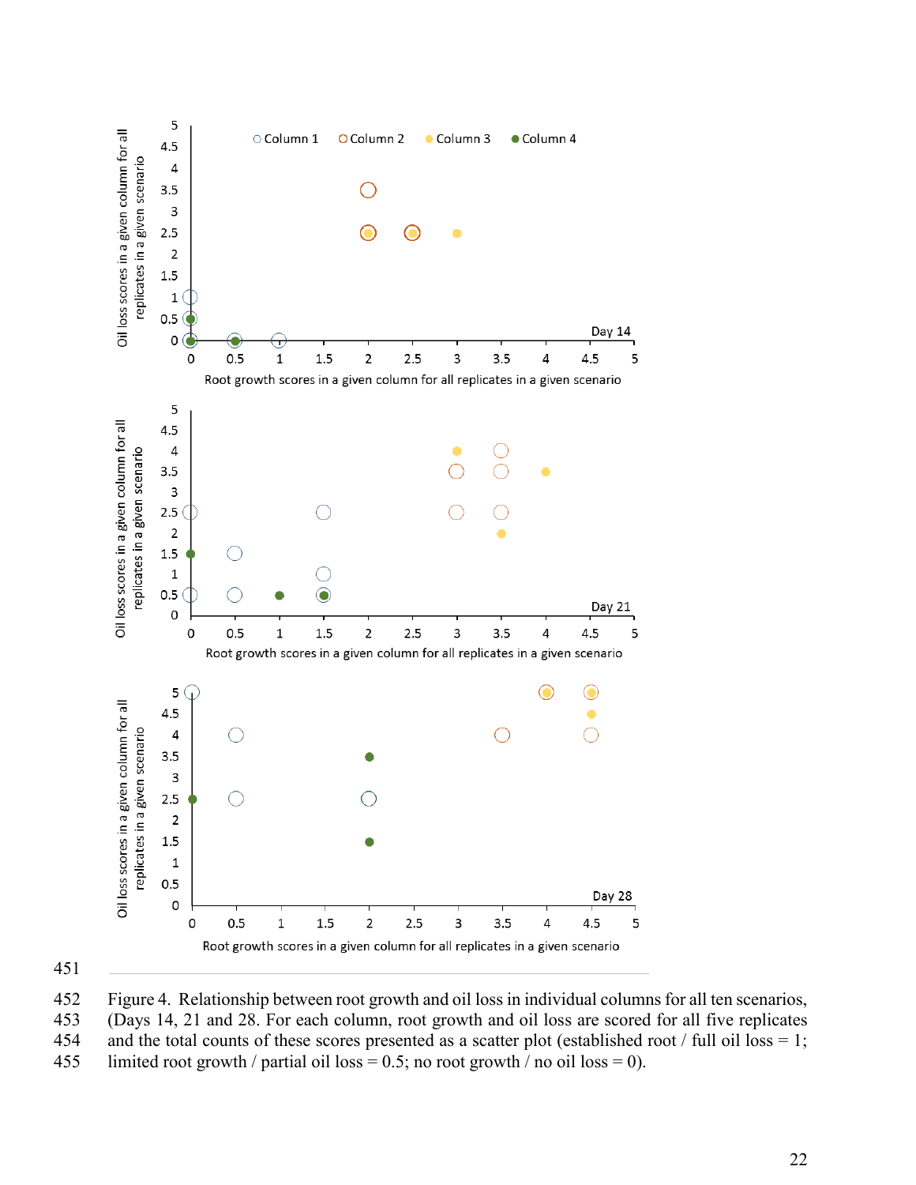Figure 4. Relationship between root growth and oil loss in individual columns for all ten scenarios, (Days 14, 21 and 28. For each column, root growth and oil loss are scored for all five replicates and the total counts of these scores presented as a scatter plot (established root / full oil loss = 1; limited root growth / partial oil loss = 0.5; no root growth / no oil loss = 0).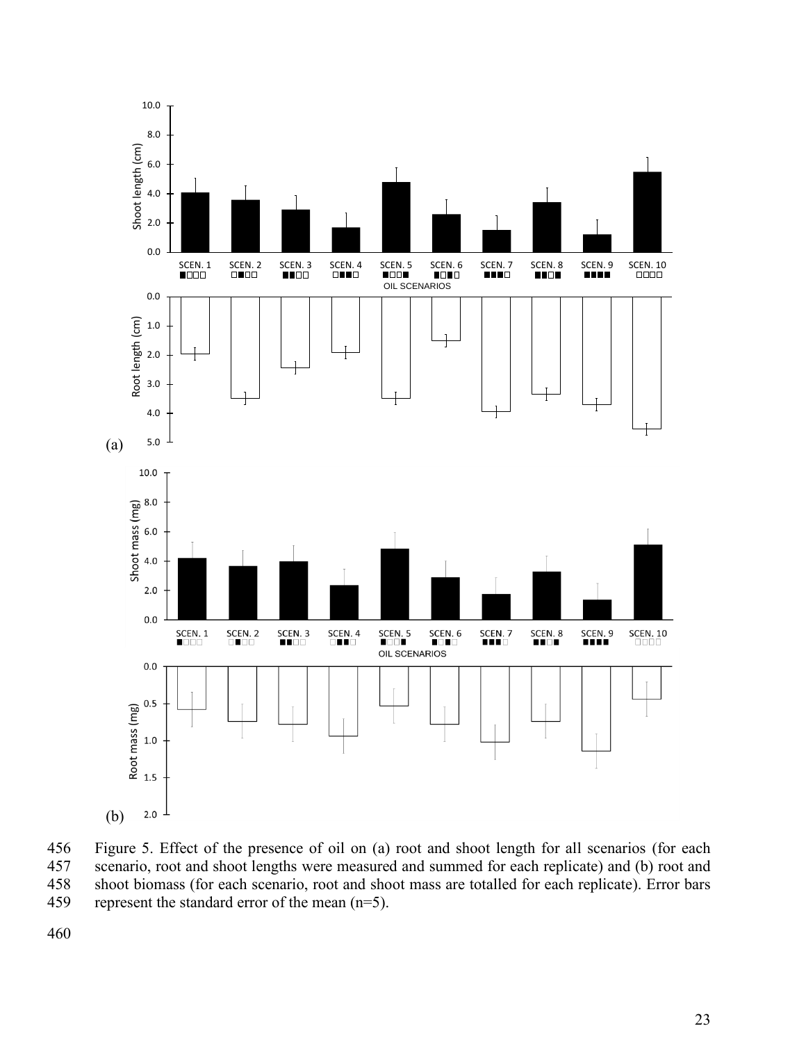Figure 5. Effect of the presence of oil on (a) root and shoot length for all scenarios (for each scenario, root and shoot lengths were measured and summed for each replicate) and (b) root and shoot biomass (for each scenario, root and shoot mass are totalled for each replicate). Error bars represent the standard error of the mean (n=5).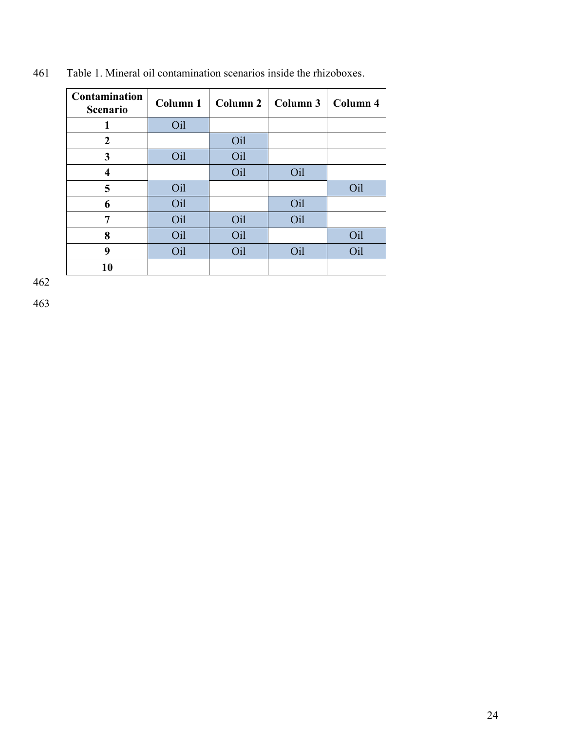Table 1. Mineral oil contamination scenarios inside the rhizoboxes.

| Contamination Scenario | Column 1 | Column 2 | Column 3 | Column 4 |
|---|---|---|---|---|
| 1 | Oil | | | |
| 2 | | Oil | | |
| 3 | Oil | Oil | | |
| 4 | | Oil | Oil | |
| 5 | Oil | | | Oil |
| 6 | Oil | | Oil | |
| 7 | Oil | Oil | Oil | |
| 8 | Oil | Oil | | Oil |
| 9 | Oil | Oil | Oil | Oil |
| 10 | | | | |